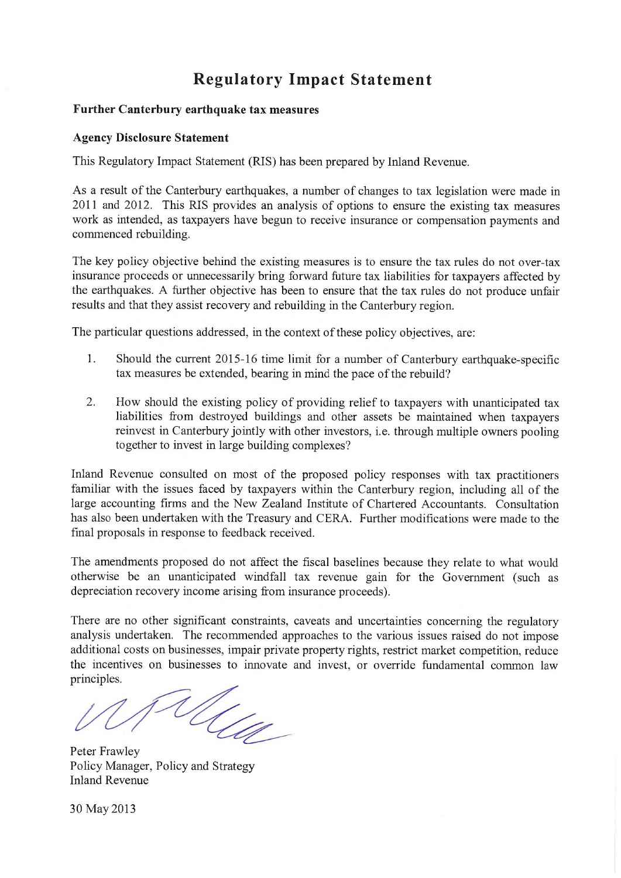# Regulatory Impact Statement

**Further Canterbury earthquake tax measures**

**Agency Disclosure Statement**

This Regulatory Impact Statement (RIS) has been prepared by Inland Revenue.

As a result of the Canterbury earthquakes, a number of changes to tax legislation were made in 2011 and 2012. This RIS provides an analysis of options to ensure the existing tax measures work as intended, as taxpayers have begun to receive insurance or compensation payments and commenced rebuilding.

The key policy objective behind the existing measures is to ensure the tax rules do not over-tax insurance proceeds or unnecessarily bring forward future tax liabilities for taxpayers affected by the earthquakes. A further objective has been to ensure that the tax rules do not produce unfair results and that they assist recovery and rebuilding in the Canterbury region.

The particular questions addressed, in the context of these policy objectives, are:

1. Should the current 2015-16 time limit for a number of Canterbury earthquake-specific tax measures be extended, bearing in mind the pace of the rebuild?
2. How should the existing policy of providing relief to taxpayers with unanticipated tax liabilities from destroyed buildings and other assets be maintained when taxpayers reinvest in Canterbury jointly with other investors, i.e. through multiple owners pooling together to invest in large building complexes?

Inland Revenue consulted on most of the proposed policy responses with tax practitioners familiar with the issues faced by taxpayers within the Canterbury region, including all of the large accounting firms and the New Zealand Institute of Chartered Accountants. Consultation has also been undertaken with the Treasury and CERA. Further modifications were made to the final proposals in response to feedback received.

The amendments proposed do not affect the fiscal baselines because they relate to what would otherwise be an unanticipated windfall tax revenue gain for the Government (such as depreciation recovery income arising from insurance proceeds).

There are no other significant constraints, caveats and uncertainties concerning the regulatory analysis undertaken. The recommended approaches to the various issues raised do not impose additional costs on businesses, impair private property rights, restrict market competition, reduce the incentives on businesses to innovate and invest, or override fundamental common law principles.

Peter Frawley
Policy Manager, Policy and Strategy
Inland Revenue

30 May 2013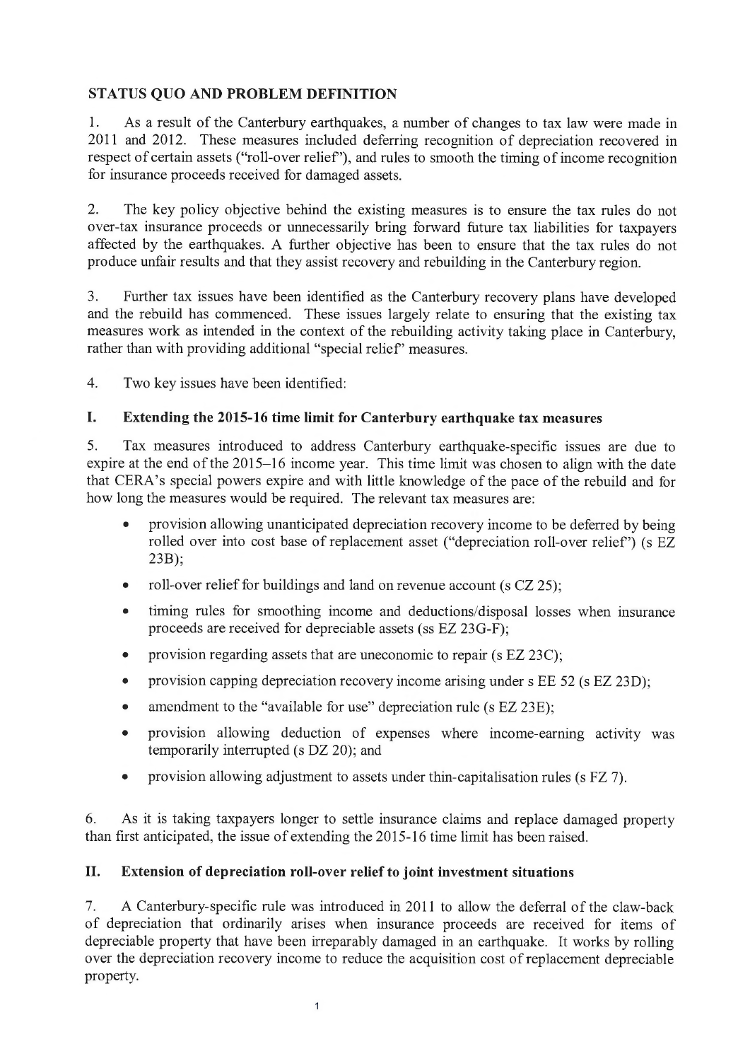## STATUS QUO AND PROBLEM DEFINITION

1. As a result of the Canterbury earthquakes, a number of changes to tax law were made in 2011 and 2012. These measures included deferring recognition of depreciation recovered in respect of certain assets ("roll-over relief"), and rules to smooth the timing of income recognition for insurance proceeds received for damaged assets.

2. The key policy objective behind the existing measures is to ensure the tax rules do not over-tax insurance proceeds or unnecessarily bring forward future tax liabilities for taxpayers affected by the earthquakes. A further objective has been to ensure that the tax rules do not produce unfair results and that they assist recovery and rebuilding in the Canterbury region.

3. Further tax issues have been identified as the Canterbury recovery plans have developed and the rebuild has commenced. These issues largely relate to ensuring that the existing tax measures work as intended in the context of the rebuilding activity taking place in Canterbury, rather than with providing additional "special relief" measures.

4. Two key issues have been identified:

### I. Extending the 2015-16 time limit for Canterbury earthquake tax measures

5. Tax measures introduced to address Canterbury earthquake-specific issues are due to expire at the end of the 2015–16 income year. This time limit was chosen to align with the date that CERA's special powers expire and with little knowledge of the pace of the rebuild and for how long the measures would be required. The relevant tax measures are:

- provision allowing unanticipated depreciation recovery income to be deferred by being rolled over into cost base of replacement asset ("depreciation roll-over relief") (s EZ 23B);
- roll-over relief for buildings and land on revenue account (s CZ 25);
- timing rules for smoothing income and deductions/disposal losses when insurance proceeds are received for depreciable assets (ss EZ 23G-F);
- provision regarding assets that are uneconomic to repair (s EZ 23C);
- provision capping depreciation recovery income arising under s EE 52 (s EZ 23D);
- amendment to the "available for use" depreciation rule (s EZ 23E);
- provision allowing deduction of expenses where income-earning activity was temporarily interrupted (s DZ 20); and
- provision allowing adjustment to assets under thin-capitalisation rules (s FZ 7).

6. As it is taking taxpayers longer to settle insurance claims and replace damaged property than first anticipated, the issue of extending the 2015-16 time limit has been raised.

### II. Extension of depreciation roll-over relief to joint investment situations

7. A Canterbury-specific rule was introduced in 2011 to allow the deferral of the claw-back of depreciation that ordinarily arises when insurance proceeds are received for items of depreciable property that have been irreparably damaged in an earthquake. It works by rolling over the depreciation recovery income to reduce the acquisition cost of replacement depreciable property.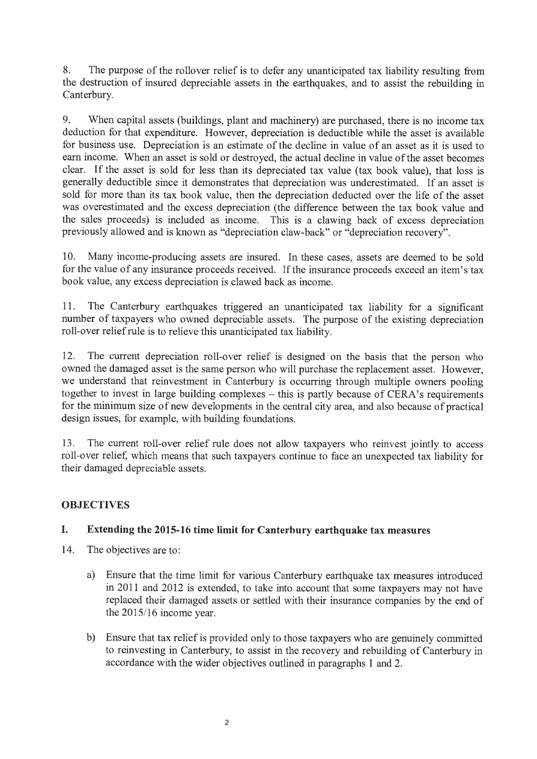8. The purpose of the rollover relief is to defer any unanticipated tax liability resulting from the destruction of insured depreciable assets in the earthquakes, and to assist the rebuilding in Canterbury.

9. When capital assets (buildings, plant and machinery) are purchased, there is no income tax deduction for that expenditure. However, depreciation is deductible while the asset is available for business use. Depreciation is an estimate of the decline in value of an asset as it is used to earn income. When an asset is sold or destroyed, the actual decline in value of the asset becomes clear. If the asset is sold for less than its depreciated tax value (tax book value), that loss is generally deductible since it demonstrates that depreciation was underestimated. If an asset is sold for more than its tax book value, then the depreciation deducted over the life of the asset was overestimated and the excess depreciation (the difference between the tax book value and the sales proceeds) is included as income. This is a clawing back of excess depreciation previously allowed and is known as "depreciation claw-back" or "depreciation recovery".

10. Many income-producing assets are insured. In these cases, assets are deemed to be sold for the value of any insurance proceeds received. If the insurance proceeds exceed an item's tax book value, any excess depreciation is clawed back as income.

11. The Canterbury earthquakes triggered an unanticipated tax liability for a significant number of taxpayers who owned depreciable assets. The purpose of the existing depreciation roll-over relief rule is to relieve this unanticipated tax liability.

12. The current depreciation roll-over relief is designed on the basis that the person who owned the damaged asset is the same person who will purchase the replacement asset. However, we understand that reinvestment in Canterbury is occurring through multiple owners pooling together to invest in large building complexes – this is partly because of CERA's requirements for the minimum size of new developments in the central city area, and also because of practical design issues, for example, with building foundations.

13. The current roll-over relief rule does not allow taxpayers who reinvest jointly to access roll-over relief, which means that such taxpayers continue to face an unexpected tax liability for their damaged depreciable assets.

## OBJECTIVES

### I. Extending the 2015-16 time limit for Canterbury earthquake tax measures

14. The objectives are to:

a) Ensure that the time limit for various Canterbury earthquake tax measures introduced in 2011 and 2012 is extended, to take into account that some taxpayers may not have replaced their damaged assets or settled with their insurance companies by the end of the 2015/16 income year.

b) Ensure that tax relief is provided only to those taxpayers who are genuinely committed to reinvesting in Canterbury, to assist in the recovery and rebuilding of Canterbury in accordance with the wider objectives outlined in paragraphs 1 and 2.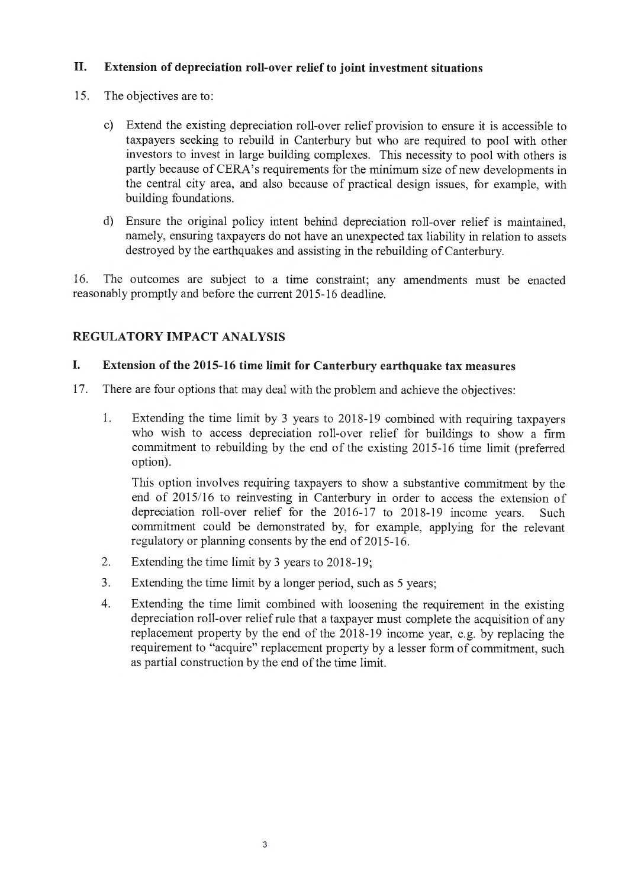### II. Extension of depreciation roll-over relief to joint investment situations

15. The objectives are to:

    c) Extend the existing depreciation roll-over relief provision to ensure it is accessible to taxpayers seeking to rebuild in Canterbury but who are required to pool with other investors to invest in large building complexes. This necessity to pool with others is partly because of CERA's requirements for the minimum size of new developments in the central city area, and also because of practical design issues, for example, with building foundations.

    d) Ensure the original policy intent behind depreciation roll-over relief is maintained, namely, ensuring taxpayers do not have an unexpected tax liability in relation to assets destroyed by the earthquakes and assisting in the rebuilding of Canterbury.

16. The outcomes are subject to a time constraint; any amendments must be enacted reasonably promptly and before the current 2015-16 deadline.

## REGULATORY IMPACT ANALYSIS

### I. Extension of the 2015-16 time limit for Canterbury earthquake tax measures

17. There are four options that may deal with the problem and achieve the objectives:

    1. Extending the time limit by 3 years to 2018-19 combined with requiring taxpayers who wish to access depreciation roll-over relief for buildings to show a firm commitment to rebuilding by the end of the existing 2015-16 time limit (preferred option).

       This option involves requiring taxpayers to show a substantive commitment by the end of 2015/16 to reinvesting in Canterbury in order to access the extension of depreciation roll-over relief for the 2016-17 to 2018-19 income years. Such commitment could be demonstrated by, for example, applying for the relevant regulatory or planning consents by the end of 2015-16.

    2. Extending the time limit by 3 years to 2018-19;

    3. Extending the time limit by a longer period, such as 5 years;

    4. Extending the time limit combined with loosening the requirement in the existing depreciation roll-over relief rule that a taxpayer must complete the acquisition of any replacement property by the end of the 2018-19 income year, e.g. by replacing the requirement to "acquire" replacement property by a lesser form of commitment, such as partial construction by the end of the time limit.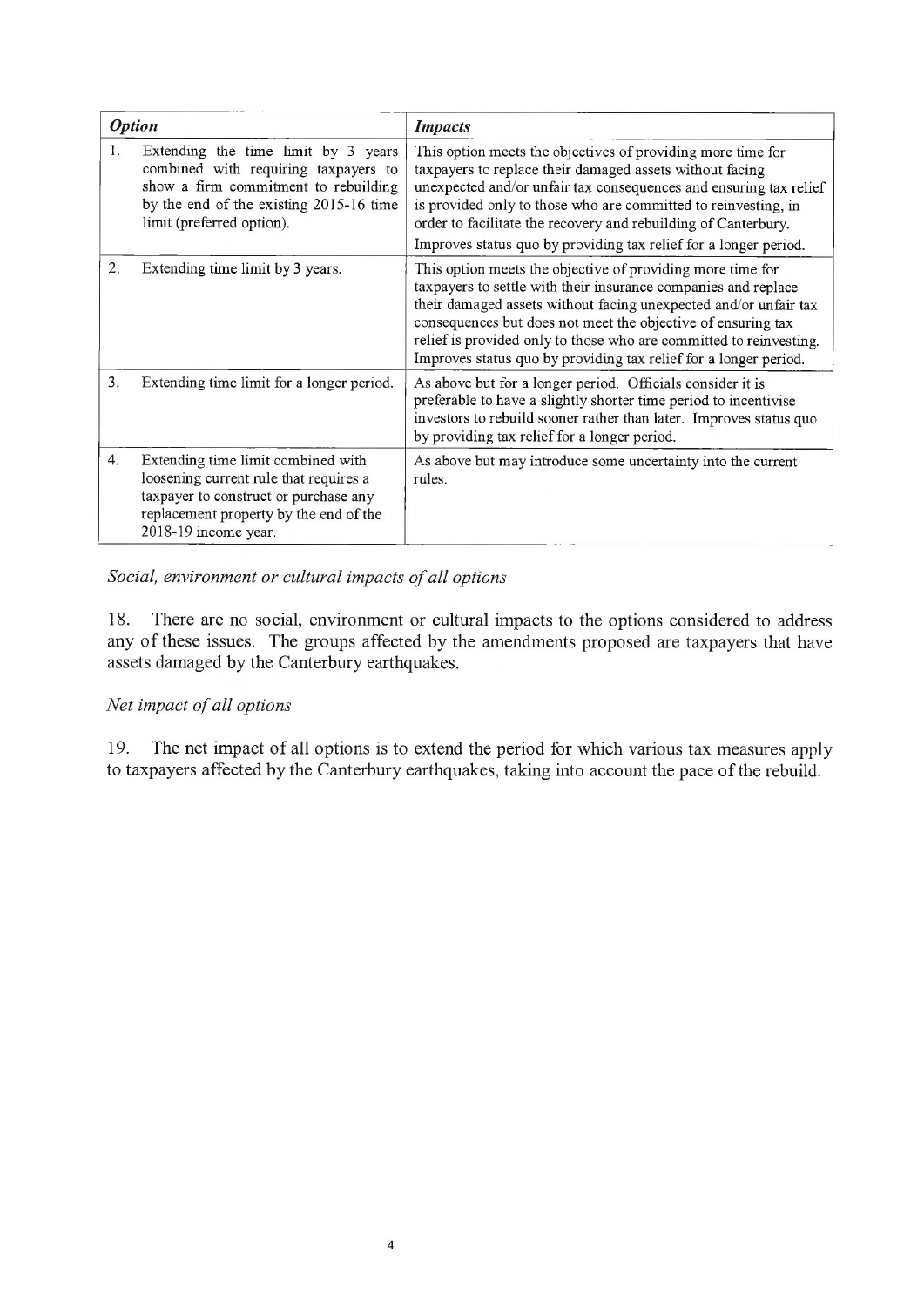| *Option* | *Impacts* |
|---|---|
| 1. Extending the time limit by 3 years combined with requiring taxpayers to show a firm commitment to rebuilding by the end of the existing 2015-16 time limit (preferred option). | This option meets the objectives of providing more time for taxpayers to replace their damaged assets without facing unexpected and/or unfair tax consequences and ensuring tax relief is provided only to those who are committed to reinvesting, in order to facilitate the recovery and rebuilding of Canterbury. Improves status quo by providing tax relief for a longer period. |
| 2. Extending time limit by 3 years. | This option meets the objective of providing more time for taxpayers to settle with their insurance companies and replace their damaged assets without facing unexpected and/or unfair tax consequences but does not meet the objective of ensuring tax relief is provided only to those who are committed to reinvesting. Improves status quo by providing tax relief for a longer period. |
| 3. Extending time limit for a longer period. | As above but for a longer period. Officials consider it is preferable to have a slightly shorter time period to incentivise investors to rebuild sooner rather than later. Improves status quo by providing tax relief for a longer period. |
| 4. Extending time limit combined with loosening current rule that requires a taxpayer to construct or purchase any replacement property by the end of the 2018-19 income year. | As above but may introduce some uncertainty into the current rules. |

*Social, environment or cultural impacts of all options*

18. There are no social, environment or cultural impacts to the options considered to address any of these issues. The groups affected by the amendments proposed are taxpayers that have assets damaged by the Canterbury earthquakes.

*Net impact of all options*

19. The net impact of all options is to extend the period for which various tax measures apply to taxpayers affected by the Canterbury earthquakes, taking into account the pace of the rebuild.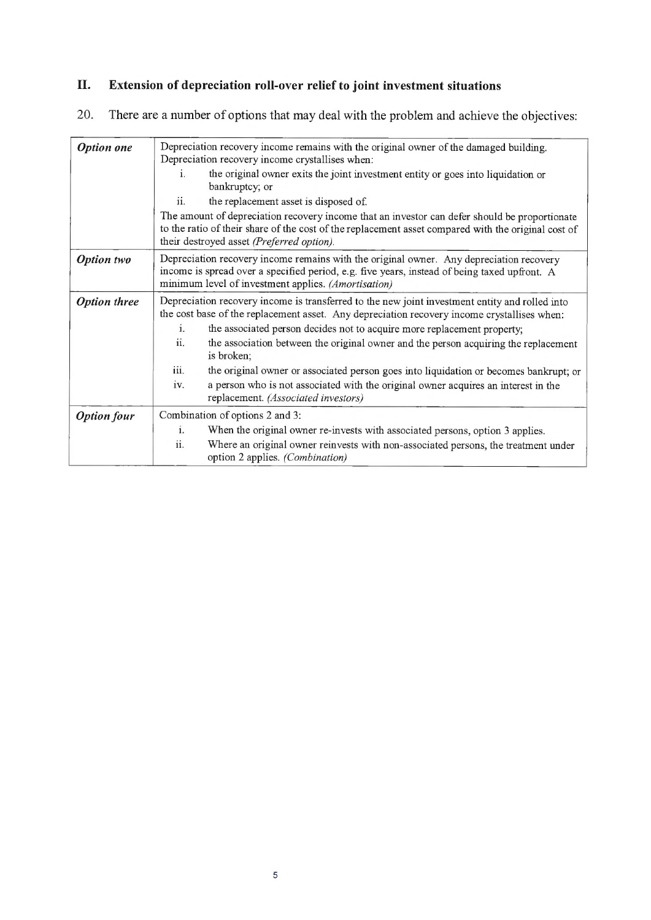## II. Extension of depreciation roll-over relief to joint investment situations

20. There are a number of options that may deal with the problem and achieve the objectives:

| | |
|---|---|
| ***Option one*** | Depreciation recovery income remains with the original owner of the damaged building. Depreciation recovery income crystallises when:<br>i. the original owner exits the joint investment entity or goes into liquidation or bankruptcy; or<br>ii. the replacement asset is disposed of.<br>The amount of depreciation recovery income that an investor can defer should be proportionate to the ratio of their share of the cost of the replacement asset compared with the original cost of their destroyed asset *(Preferred option)*. |
| ***Option two*** | Depreciation recovery income remains with the original owner. Any depreciation recovery income is spread over a specified period, e.g. five years, instead of being taxed upfront. A minimum level of investment applies. *(Amortisation)* |
| ***Option three*** | Depreciation recovery income is transferred to the new joint investment entity and rolled into the cost base of the replacement asset. Any depreciation recovery income crystallises when:<br>i. the associated person decides not to acquire more replacement property;<br>ii. the association between the original owner and the person acquiring the replacement is broken;<br>iii. the original owner or associated person goes into liquidation or becomes bankrupt; or<br>iv. a person who is not associated with the original owner acquires an interest in the replacement. *(Associated investors)* |
| ***Option four*** | Combination of options 2 and 3:<br>i. When the original owner re-invests with associated persons, option 3 applies.<br>ii. Where an original owner reinvests with non-associated persons, the treatment under option 2 applies. *(Combination)* |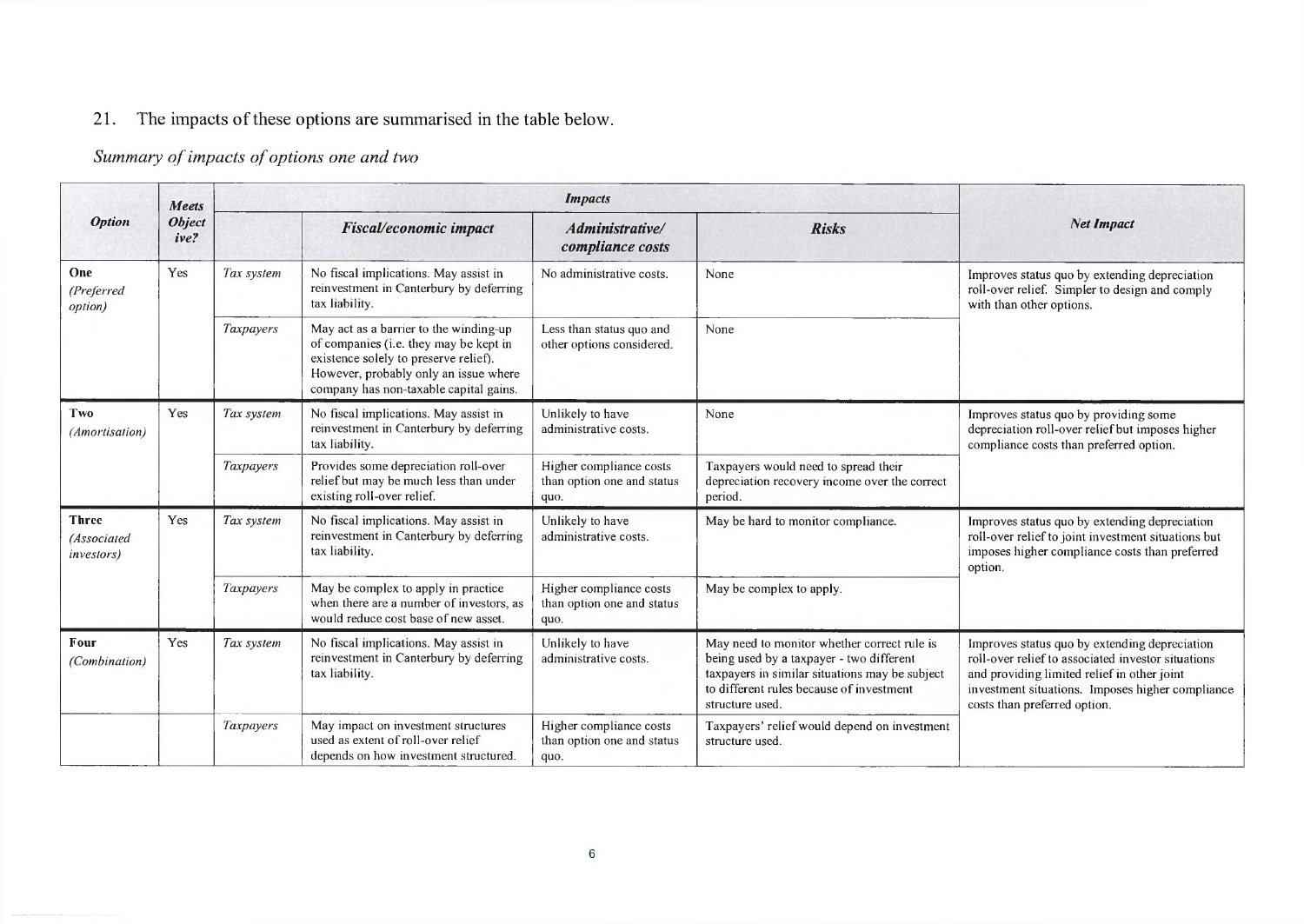21. The impacts of these options are summarised in the table below.

*Summary of impacts of options one and two*

| Option | Meets Objective? | Impacts | | | | Net Impact |
|---|---|---|---|---|---|---|
| | | | ***Fiscal/economic impact*** | ***Administrative/ compliance costs*** | ***Risks*** | |
| **One** *(Preferred option)* | Yes | *Tax system* | No fiscal implications. May assist in reinvestment in Canterbury by deferring tax liability. | No administrative costs. | None | Improves status quo by extending depreciation roll-over relief. Simpler to design and comply with than other options. |
| | | *Taxpayers* | May act as a barrier to the winding-up of companies (i.e. they may be kept in existence solely to preserve relief). However, probably only an issue where company has non-taxable capital gains. | Less than status quo and other options considered. | None | |
| **Two** *(Amortisation)* | Yes | *Tax system* | No fiscal implications. May assist in reinvestment in Canterbury by deferring tax liability. | Unlikely to have administrative costs. | None | Improves status quo by providing some depreciation roll-over relief but imposes higher compliance costs than preferred option. |
| | | *Taxpayers* | Provides some depreciation roll-over relief but may be much less than under existing roll-over relief. | Higher compliance costs than option one and status quo. | Taxpayers would need to spread their depreciation recovery income over the correct period. | |
| **Three** *(Associated investors)* | Yes | *Tax system* | No fiscal implications. May assist in reinvestment in Canterbury by deferring tax liability. | Unlikely to have administrative costs. | May be hard to monitor compliance. | Improves status quo by extending depreciation roll-over relief to joint investment situations but imposes higher compliance costs than preferred option. |
| | | *Taxpayers* | May be complex to apply in practice when there are a number of investors, as would reduce cost base of new asset. | Higher compliance costs than option one and status quo. | May be complex to apply. | |
| **Four** *(Combination)* | Yes | *Tax system* | No fiscal implications. May assist in reinvestment in Canterbury by deferring tax liability. | Unlikely to have administrative costs. | May need to monitor whether correct rule is being used by a taxpayer - two different taxpayers in similar situations may be subject to different rules because of investment structure used. | Improves status quo by extending depreciation roll-over relief to associated investor situations and providing limited relief in other joint investment situations. Imposes higher compliance costs than preferred option. |
| | | *Taxpayers* | May impact on investment structures used as extent of roll-over relief depends on how investment structured. | Higher compliance costs than option one and status quo. | Taxpayers' relief would depend on investment structure used. | |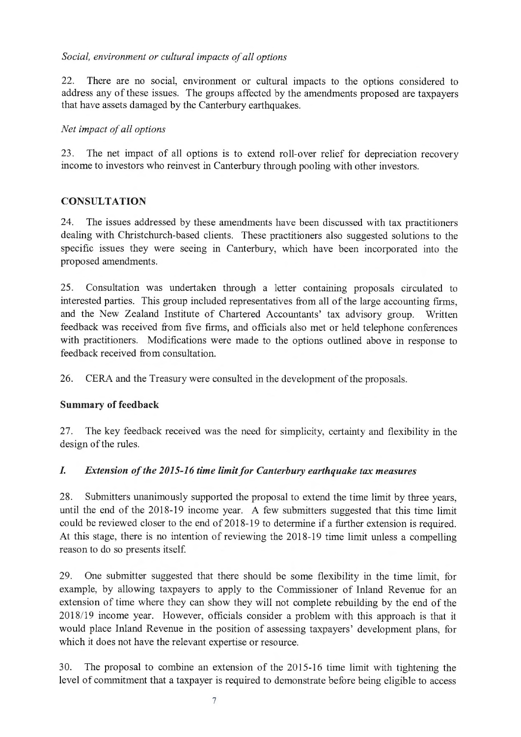*Social, environment or cultural impacts of all options*

22. There are no social, environment or cultural impacts to the options considered to address any of these issues. The groups affected by the amendments proposed are taxpayers that have assets damaged by the Canterbury earthquakes.

*Net impact of all options*

23. The net impact of all options is to extend roll-over relief for depreciation recovery income to investors who reinvest in Canterbury through pooling with other investors.

## CONSULTATION

24. The issues addressed by these amendments have been discussed with tax practitioners dealing with Christchurch-based clients. These practitioners also suggested solutions to the specific issues they were seeing in Canterbury, which have been incorporated into the proposed amendments.

25. Consultation was undertaken through a letter containing proposals circulated to interested parties. This group included representatives from all of the large accounting firms, and the New Zealand Institute of Chartered Accountants' tax advisory group. Written feedback was received from five firms, and officials also met or held telephone conferences with practitioners. Modifications were made to the options outlined above in response to feedback received from consultation.

26. CERA and the Treasury were consulted in the development of the proposals.

### Summary of feedback

27. The key feedback received was the need for simplicity, certainty and flexibility in the design of the rules.

#### *I. Extension of the 2015-16 time limit for Canterbury earthquake tax measures*

28. Submitters unanimously supported the proposal to extend the time limit by three years, until the end of the 2018-19 income year. A few submitters suggested that this time limit could be reviewed closer to the end of 2018-19 to determine if a further extension is required. At this stage, there is no intention of reviewing the 2018-19 time limit unless a compelling reason to do so presents itself.

29. One submitter suggested that there should be some flexibility in the time limit, for example, by allowing taxpayers to apply to the Commissioner of Inland Revenue for an extension of time where they can show they will not complete rebuilding by the end of the 2018/19 income year. However, officials consider a problem with this approach is that it would place Inland Revenue in the position of assessing taxpayers' development plans, for which it does not have the relevant expertise or resource.

30. The proposal to combine an extension of the 2015-16 time limit with tightening the level of commitment that a taxpayer is required to demonstrate before being eligible to access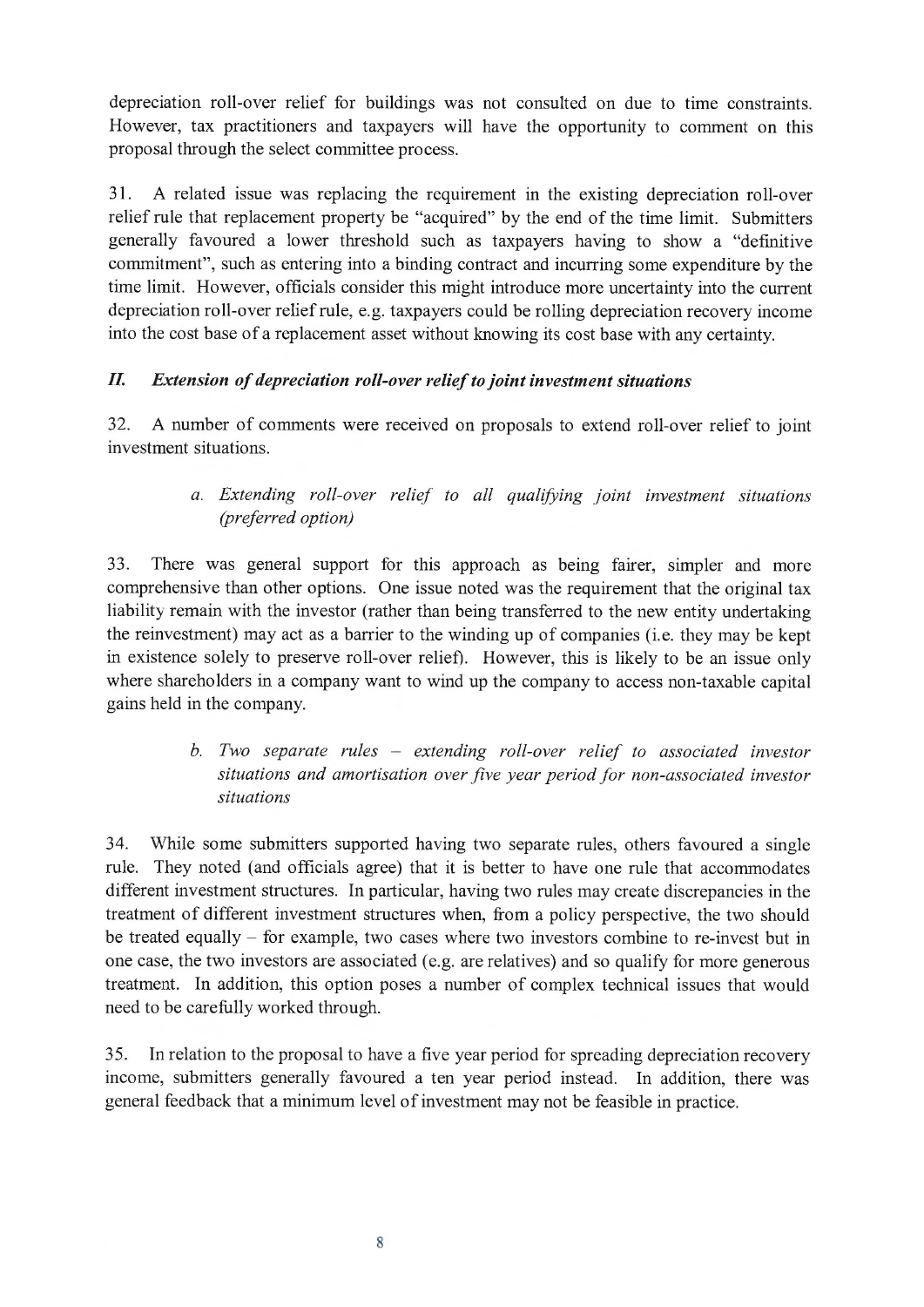depreciation roll-over relief for buildings was not consulted on due to time constraints. However, tax practitioners and taxpayers will have the opportunity to comment on this proposal through the select committee process.

31. A related issue was replacing the requirement in the existing depreciation roll-over relief rule that replacement property be "acquired" by the end of the time limit. Submitters generally favoured a lower threshold such as taxpayers having to show a "definitive commitment", such as entering into a binding contract and incurring some expenditure by the time limit. However, officials consider this might introduce more uncertainty into the current depreciation roll-over relief rule, e.g. taxpayers could be rolling depreciation recovery income into the cost base of a replacement asset without knowing its cost base with any certainty.

### *II. Extension of depreciation roll-over relief to joint investment situations*

32. A number of comments were received on proposals to extend roll-over relief to joint investment situations.

> *a. Extending roll-over relief to all qualifying joint investment situations (preferred option)*

33. There was general support for this approach as being fairer, simpler and more comprehensive than other options. One issue noted was the requirement that the original tax liability remain with the investor (rather than being transferred to the new entity undertaking the reinvestment) may act as a barrier to the winding up of companies (i.e. they may be kept in existence solely to preserve roll-over relief). However, this is likely to be an issue only where shareholders in a company want to wind up the company to access non-taxable capital gains held in the company.

> *b. Two separate rules – extending roll-over relief to associated investor situations and amortisation over five year period for non-associated investor situations*

34. While some submitters supported having two separate rules, others favoured a single rule. They noted (and officials agree) that it is better to have one rule that accommodates different investment structures. In particular, having two rules may create discrepancies in the treatment of different investment structures when, from a policy perspective, the two should be treated equally – for example, two cases where two investors combine to re-invest but in one case, the two investors are associated (e.g. are relatives) and so qualify for more generous treatment. In addition, this option poses a number of complex technical issues that would need to be carefully worked through.

35. In relation to the proposal to have a five year period for spreading depreciation recovery income, submitters generally favoured a ten year period instead. In addition, there was general feedback that a minimum level of investment may not be feasible in practice.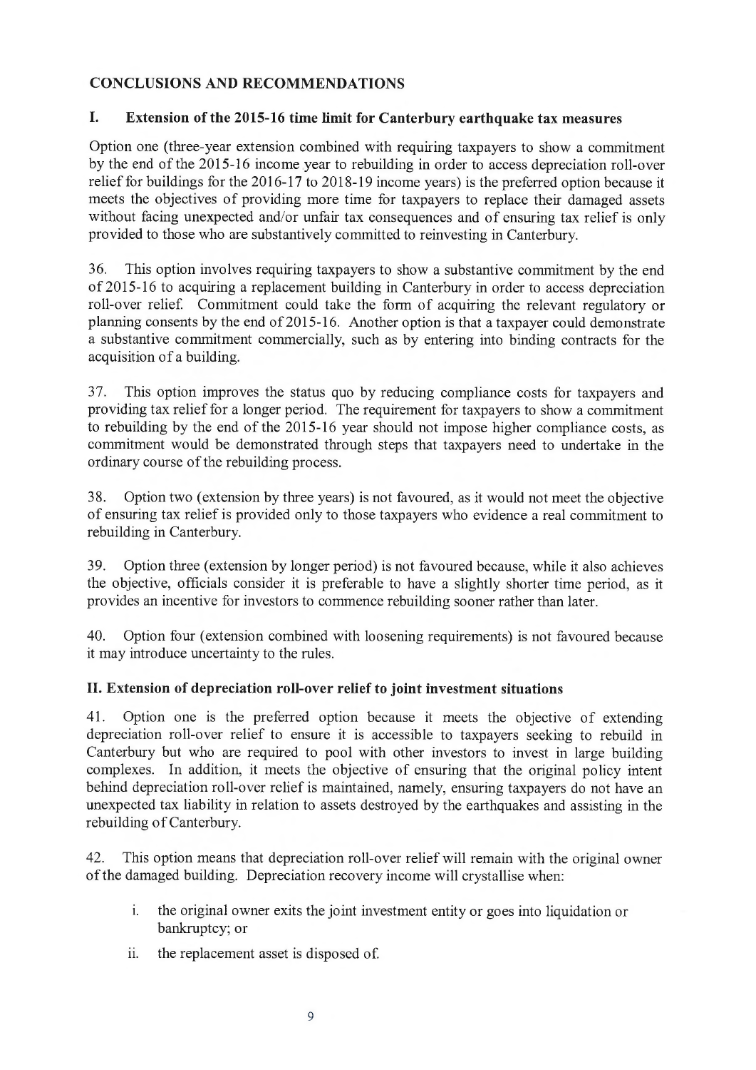## CONCLUSIONS AND RECOMMENDATIONS

### I. Extension of the 2015-16 time limit for Canterbury earthquake tax measures

Option one (three-year extension combined with requiring taxpayers to show a commitment by the end of the 2015-16 income year to rebuilding in order to access depreciation roll-over relief for buildings for the 2016-17 to 2018-19 income years) is the preferred option because it meets the objectives of providing more time for taxpayers to replace their damaged assets without facing unexpected and/or unfair tax consequences and of ensuring tax relief is only provided to those who are substantively committed to reinvesting in Canterbury.

36. This option involves requiring taxpayers to show a substantive commitment by the end of 2015-16 to acquiring a replacement building in Canterbury in order to access depreciation roll-over relief. Commitment could take the form of acquiring the relevant regulatory or planning consents by the end of 2015-16. Another option is that a taxpayer could demonstrate a substantive commitment commercially, such as by entering into binding contracts for the acquisition of a building.

37. This option improves the status quo by reducing compliance costs for taxpayers and providing tax relief for a longer period. The requirement for taxpayers to show a commitment to rebuilding by the end of the 2015-16 year should not impose higher compliance costs, as commitment would be demonstrated through steps that taxpayers need to undertake in the ordinary course of the rebuilding process.

38. Option two (extension by three years) is not favoured, as it would not meet the objective of ensuring tax relief is provided only to those taxpayers who evidence a real commitment to rebuilding in Canterbury.

39. Option three (extension by longer period) is not favoured because, while it also achieves the objective, officials consider it is preferable to have a slightly shorter time period, as it provides an incentive for investors to commence rebuilding sooner rather than later.

40. Option four (extension combined with loosening requirements) is not favoured because it may introduce uncertainty to the rules.

### II. Extension of depreciation roll-over relief to joint investment situations

41. Option one is the preferred option because it meets the objective of extending depreciation roll-over relief to ensure it is accessible to taxpayers seeking to rebuild in Canterbury but who are required to pool with other investors to invest in large building complexes. In addition, it meets the objective of ensuring that the original policy intent behind depreciation roll-over relief is maintained, namely, ensuring taxpayers do not have an unexpected tax liability in relation to assets destroyed by the earthquakes and assisting in the rebuilding of Canterbury.

42. This option means that depreciation roll-over relief will remain with the original owner of the damaged building. Depreciation recovery income will crystallise when:

i. the original owner exits the joint investment entity or goes into liquidation or bankruptcy; or

ii. the replacement asset is disposed of.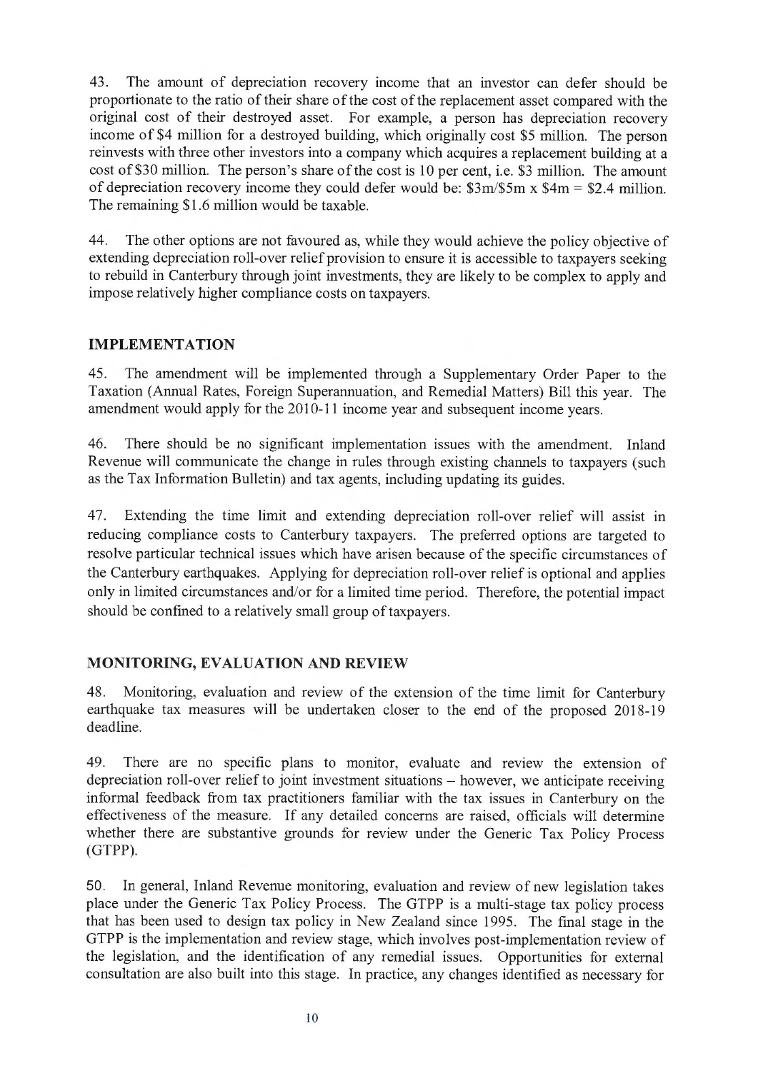43. The amount of depreciation recovery income that an investor can defer should be proportionate to the ratio of their share of the cost of the replacement asset compared with the original cost of their destroyed asset. For example, a person has depreciation recovery income of $4 million for a destroyed building, which originally cost $5 million. The person reinvests with three other investors into a company which acquires a replacement building at a cost of $30 million. The person's share of the cost is 10 per cent, i.e. $3 million. The amount of depreciation recovery income they could defer would be: $3m/$5m x $4m = $2.4 million. The remaining $1.6 million would be taxable.

44. The other options are not favoured as, while they would achieve the policy objective of extending depreciation roll-over relief provision to ensure it is accessible to taxpayers seeking to rebuild in Canterbury through joint investments, they are likely to be complex to apply and impose relatively higher compliance costs on taxpayers.

## IMPLEMENTATION

45. The amendment will be implemented through a Supplementary Order Paper to the Taxation (Annual Rates, Foreign Superannuation, and Remedial Matters) Bill this year. The amendment would apply for the 2010-11 income year and subsequent income years.

46. There should be no significant implementation issues with the amendment. Inland Revenue will communicate the change in rules through existing channels to taxpayers (such as the Tax Information Bulletin) and tax agents, including updating its guides.

47. Extending the time limit and extending depreciation roll-over relief will assist in reducing compliance costs to Canterbury taxpayers. The preferred options are targeted to resolve particular technical issues which have arisen because of the specific circumstances of the Canterbury earthquakes. Applying for depreciation roll-over relief is optional and applies only in limited circumstances and/or for a limited time period. Therefore, the potential impact should be confined to a relatively small group of taxpayers.

## MONITORING, EVALUATION AND REVIEW

48. Monitoring, evaluation and review of the extension of the time limit for Canterbury earthquake tax measures will be undertaken closer to the end of the proposed 2018-19 deadline.

49. There are no specific plans to monitor, evaluate and review the extension of depreciation roll-over relief to joint investment situations – however, we anticipate receiving informal feedback from tax practitioners familiar with the tax issues in Canterbury on the effectiveness of the measure. If any detailed concerns are raised, officials will determine whether there are substantive grounds for review under the Generic Tax Policy Process (GTPP).

50. In general, Inland Revenue monitoring, evaluation and review of new legislation takes place under the Generic Tax Policy Process. The GTPP is a multi-stage tax policy process that has been used to design tax policy in New Zealand since 1995. The final stage in the GTPP is the implementation and review stage, which involves post-implementation review of the legislation, and the identification of any remedial issues. Opportunities for external consultation are also built into this stage. In practice, any changes identified as necessary for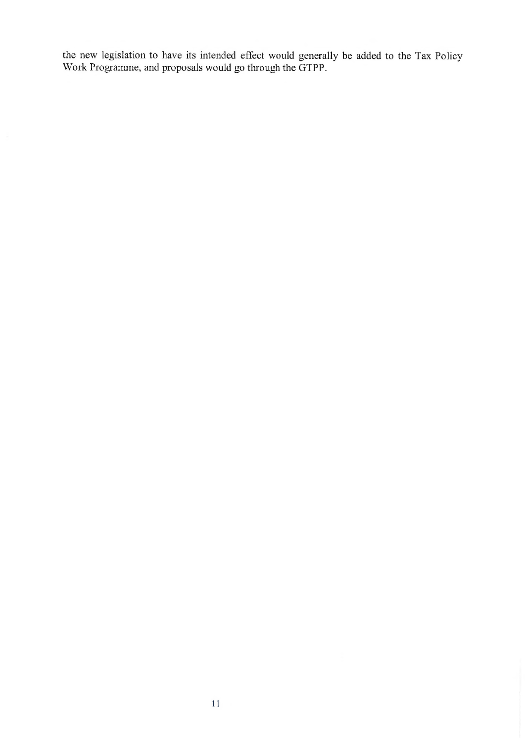the new legislation to have its intended effect would generally be added to the Tax Policy Work Programme, and proposals would go through the GTPP.